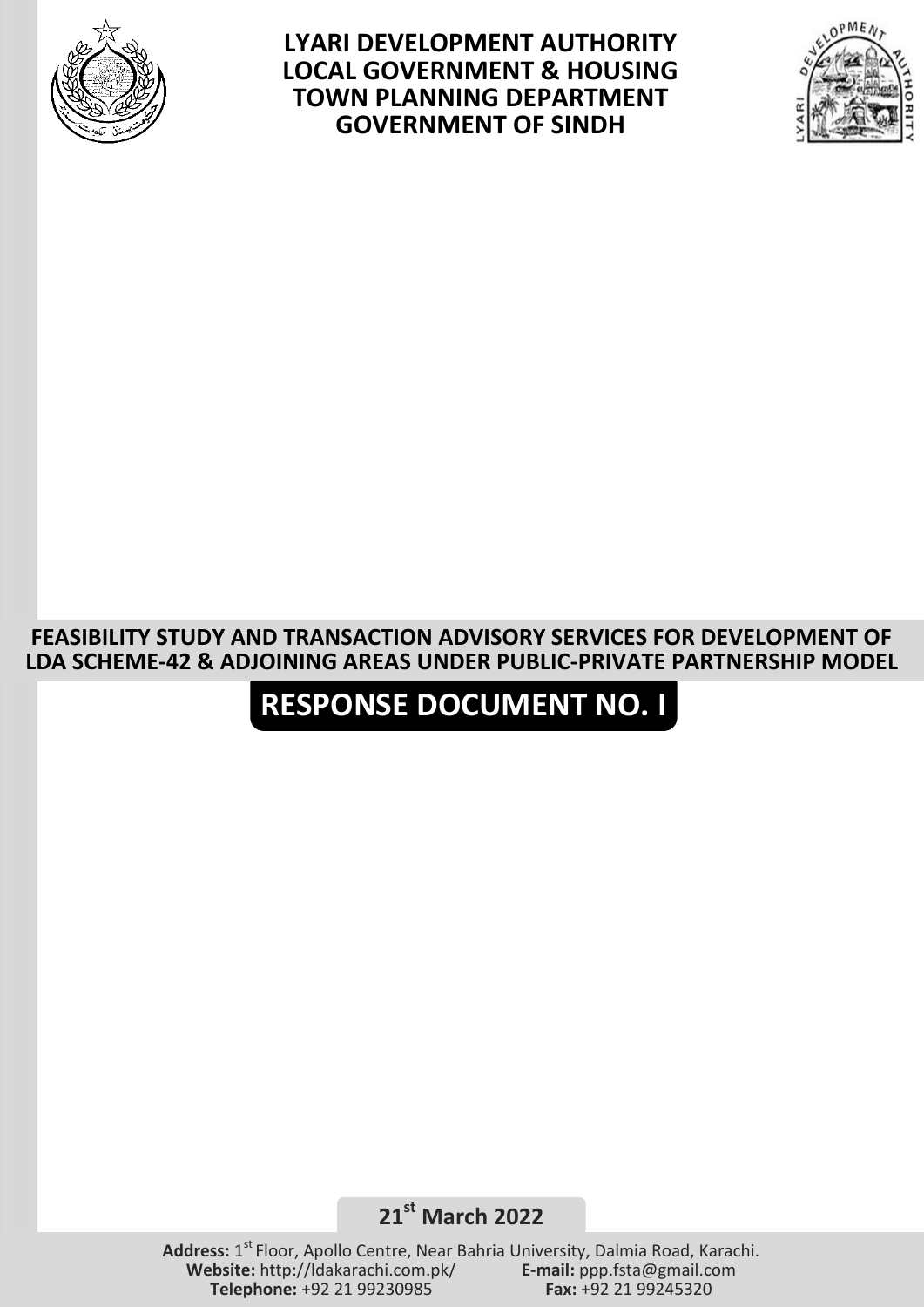**LYARI DEVELOPMENT AUTHORITY**
**LOCAL GOVERNMENT & HOUSING**
**TOWN PLANNING DEPARTMENT**
**GOVERNMENT OF SINDH**

# FEASIBILITY STUDY AND TRANSACTION ADVISORY SERVICES FOR DEVELOPMENT OF LDA SCHEME-42 & ADJOINING AREAS UNDER PUBLIC-PRIVATE PARTNERSHIP MODEL

# RESPONSE DOCUMENT NO. I

**21st March 2022**

**Address:** 1st Floor, Apollo Centre, Near Bahria University, Dalmia Road, Karachi.
**Website:** http://ldakarachi.com.pk/ **E-mail:** ppp.fsta@gmail.com
**Telephone:** +92 21 99230985 **Fax:** +92 21 99245320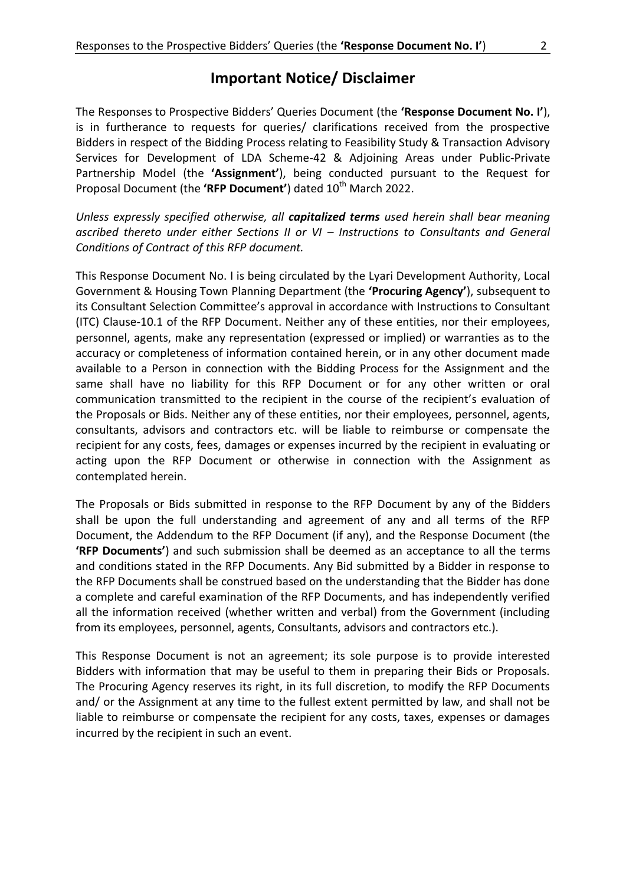# Important Notice/ Disclaimer

The Responses to Prospective Bidders' Queries Document (the **'Response Document No. I'**), is in furtherance to requests for queries/ clarifications received from the prospective Bidders in respect of the Bidding Process relating to Feasibility Study & Transaction Advisory Services for Development of LDA Scheme-42 & Adjoining Areas under Public-Private Partnership Model (the **'Assignment'**), being conducted pursuant to the Request for Proposal Document (the **'RFP Document'**) dated 10th March 2022.

*Unless expressly specified otherwise, all **capitalized terms** used herein shall bear meaning ascribed thereto under either Sections II or VI – Instructions to Consultants and General Conditions of Contract of this RFP document.*

This Response Document No. I is being circulated by the Lyari Development Authority, Local Government & Housing Town Planning Department (the **'Procuring Agency'**), subsequent to its Consultant Selection Committee's approval in accordance with Instructions to Consultant (ITC) Clause-10.1 of the RFP Document. Neither any of these entities, nor their employees, personnel, agents, make any representation (expressed or implied) or warranties as to the accuracy or completeness of information contained herein, or in any other document made available to a Person in connection with the Bidding Process for the Assignment and the same shall have no liability for this RFP Document or for any other written or oral communication transmitted to the recipient in the course of the recipient's evaluation of the Proposals or Bids. Neither any of these entities, nor their employees, personnel, agents, consultants, advisors and contractors etc. will be liable to reimburse or compensate the recipient for any costs, fees, damages or expenses incurred by the recipient in evaluating or acting upon the RFP Document or otherwise in connection with the Assignment as contemplated herein.

The Proposals or Bids submitted in response to the RFP Document by any of the Bidders shall be upon the full understanding and agreement of any and all terms of the RFP Document, the Addendum to the RFP Document (if any), and the Response Document (the **'RFP Documents'**) and such submission shall be deemed as an acceptance to all the terms and conditions stated in the RFP Documents. Any Bid submitted by a Bidder in response to the RFP Documents shall be construed based on the understanding that the Bidder has done a complete and careful examination of the RFP Documents, and has independently verified all the information received (whether written and verbal) from the Government (including from its employees, personnel, agents, Consultants, advisors and contractors etc.).

This Response Document is not an agreement; its sole purpose is to provide interested Bidders with information that may be useful to them in preparing their Bids or Proposals. The Procuring Agency reserves its right, in its full discretion, to modify the RFP Documents and/ or the Assignment at any time to the fullest extent permitted by law, and shall not be liable to reimburse or compensate the recipient for any costs, taxes, expenses or damages incurred by the recipient in such an event.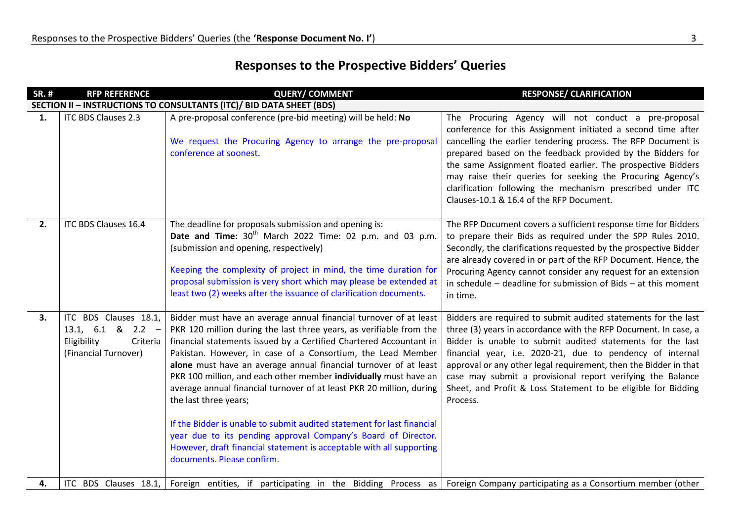## Responses to the Prospective Bidders' Queries

| SR. # | RFP REFERENCE | QUERY/ COMMENT | RESPONSE/ CLARIFICATION |
|---|---|---|---|
| **SECTION II – INSTRUCTIONS TO CONSULTANTS (ITC)/ BID DATA SHEET (BDS)** | | | |
| **1.** | ITC BDS Clauses 2.3 | A pre-proposal conference (pre-bid meeting) will be held: **No**<br><br>We request the Procuring Agency to arrange the pre-proposal conference at soonest. | The Procuring Agency will not conduct a pre-proposal conference for this Assignment initiated a second time after cancelling the earlier tendering process. The RFP Document is prepared based on the feedback provided by the Bidders for the same Assignment floated earlier. The prospective Bidders may raise their queries for seeking the Procuring Agency's clarification following the mechanism prescribed under ITC Clauses-10.1 & 16.4 of the RFP Document. |
| **2.** | ITC BDS Clauses 16.4 | The deadline for proposals submission and opening is:<br>**Date and Time:** 30th March 2022 Time: 02 p.m. and 03 p.m. (submission and opening, respectively)<br><br>Keeping the complexity of project in mind, the time duration for proposal submission is very short which may please be extended at least two (2) weeks after the issuance of clarification documents. | The RFP Document covers a sufficient response time for Bidders to prepare their Bids as required under the SPP Rules 2010. Secondly, the clarifications requested by the prospective Bidder are already covered in or part of the RFP Document. Hence, the Procuring Agency cannot consider any request for an extension in schedule – deadline for submission of Bids – at this moment in time. |
| **3.** | ITC BDS Clauses 18.1, 13.1, 6.1 & 2.2 – Eligibility Criteria (Financial Turnover) | Bidder must have an average annual financial turnover of at least PKR 120 million during the last three years, as verifiable from the financial statements issued by a Certified Chartered Accountant in Pakistan. However, in case of a Consortium, the Lead Member **alone** must have an average annual financial turnover of at least PKR 100 million, and each other member **individually** must have an average annual financial turnover of at least PKR 20 million, during the last three years;<br><br>If the Bidder is unable to submit audited statement for last financial year due to its pending approval Company's Board of Director. However, draft financial statement is acceptable with all supporting documents. Please confirm. | Bidders are required to submit audited statements for the last three (3) years in accordance with the RFP Document. In case, a Bidder is unable to submit audited statements for the last financial year, i.e. 2020-21, due to pendency of internal approval or any other legal requirement, then the Bidder in that case may submit a provisional report verifying the Balance Sheet, and Profit & Loss Statement to be eligible for Bidding Process. |
| **4.** | ITC BDS Clauses 18.1, | Foreign entities, if participating in the Bidding Process as | Foreign Company participating as a Consortium member (other |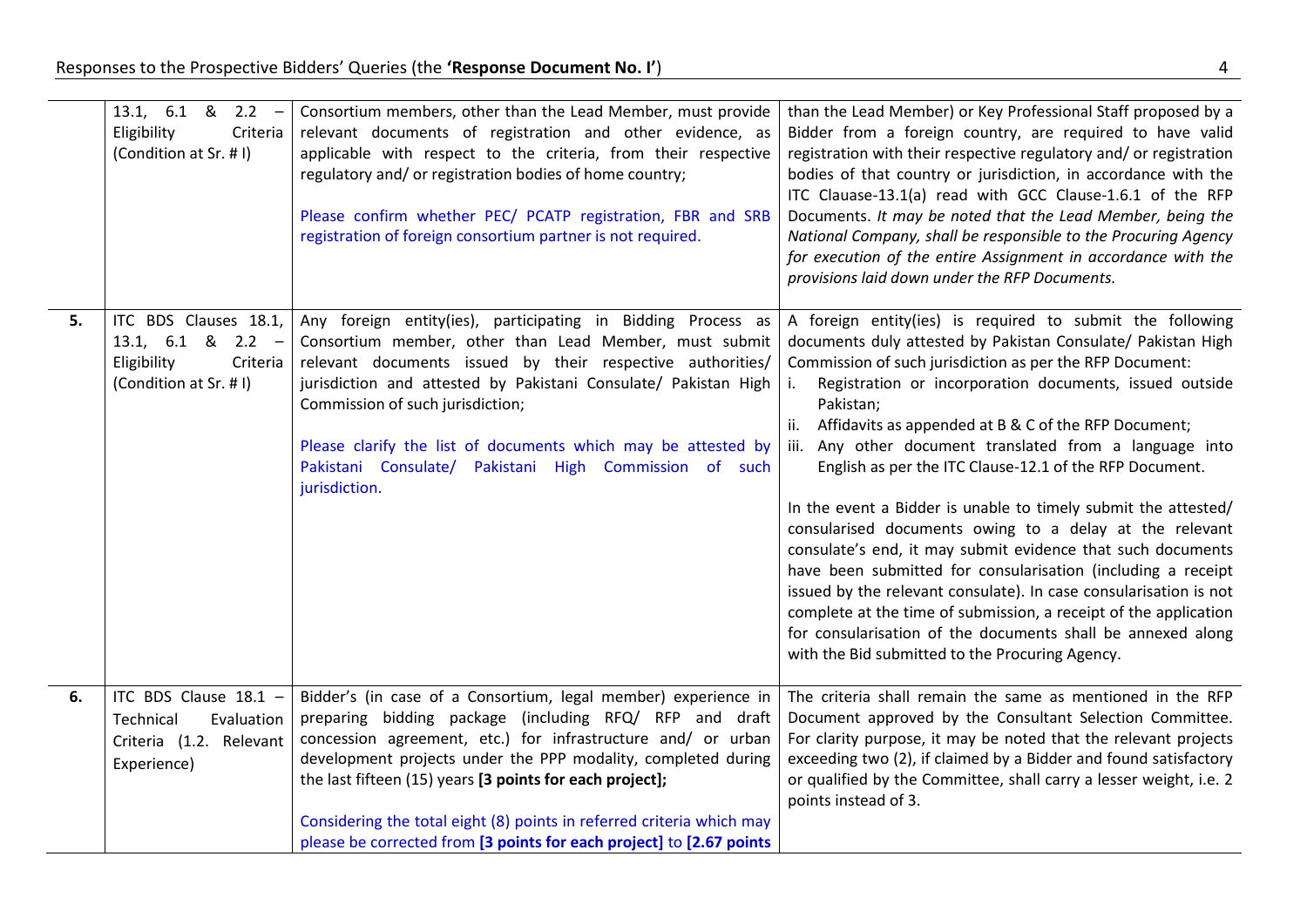| | | | |
|---|---|---|---|
| | 13.1, 6.1 & 2.2 – Eligibility Criteria (Condition at Sr. # I) | Consortium members, other than the Lead Member, must provide relevant documents of registration and other evidence, as applicable with respect to the criteria, from their respective regulatory and/ or registration bodies of home country;<br><br>Please confirm whether PEC/ PCATP registration, FBR and SRB registration of foreign consortium partner is not required. | than the Lead Member) or Key Professional Staff proposed by a Bidder from a foreign country, are required to have valid registration with their respective regulatory and/ or registration bodies of that country or jurisdiction, in accordance with the ITC Clauase-13.1(a) read with GCC Clause-1.6.1 of the RFP Documents. *It may be noted that the Lead Member, being the National Company, shall be responsible to the Procuring Agency for execution of the entire Assignment in accordance with the provisions laid down under the RFP Documents.* |
| **5.** | ITC BDS Clauses 18.1, 13.1, 6.1 & 2.2 – Eligibility Criteria (Condition at Sr. # I) | Any foreign entity(ies), participating in Bidding Process as Consortium member, other than Lead Member, must submit relevant documents issued by their respective authorities/ jurisdiction and attested by Pakistani Consulate/ Pakistan High Commission of such jurisdiction;<br><br>Please clarify the list of documents which may be attested by Pakistani Consulate/ Pakistani High Commission of such jurisdiction. | A foreign entity(ies) is required to submit the following documents duly attested by Pakistan Consulate/ Pakistan High Commission of such jurisdiction as per the RFP Document:<br>i. Registration or incorporation documents, issued outside Pakistan;<br>ii. Affidavits as appended at B & C of the RFP Document;<br>iii. Any other document translated from a language into English as per the ITC Clause-12.1 of the RFP Document.<br><br>In the event a Bidder is unable to timely submit the attested/ consularised documents owing to a delay at the relevant consulate's end, it may submit evidence that such documents have been submitted for consularisation (including a receipt issued by the relevant consulate). In case consularisation is not complete at the time of submission, a receipt of the application for consularisation of the documents shall be annexed along with the Bid submitted to the Procuring Agency. |
| **6.** | ITC BDS Clause 18.1 – Technical Evaluation Criteria (1.2. Relevant Experience) | Bidder's (in case of a Consortium, legal member) experience in preparing bidding package (including RFQ/ RFP and draft concession agreement, etc.) for infrastructure and/ or urban development projects under the PPP modality, completed during the last fifteen (15) years **[3 points for each project];**<br><br>Considering the total eight (8) points in referred criteria which may please be corrected from **[3 points for each project]** to **[2.67 points** | The criteria shall remain the same as mentioned in the RFP Document approved by the Consultant Selection Committee. For clarity purpose, it may be noted that the relevant projects exceeding two (2), if claimed by a Bidder and found satisfactory or qualified by the Committee, shall carry a lesser weight, i.e. 2 points instead of 3. |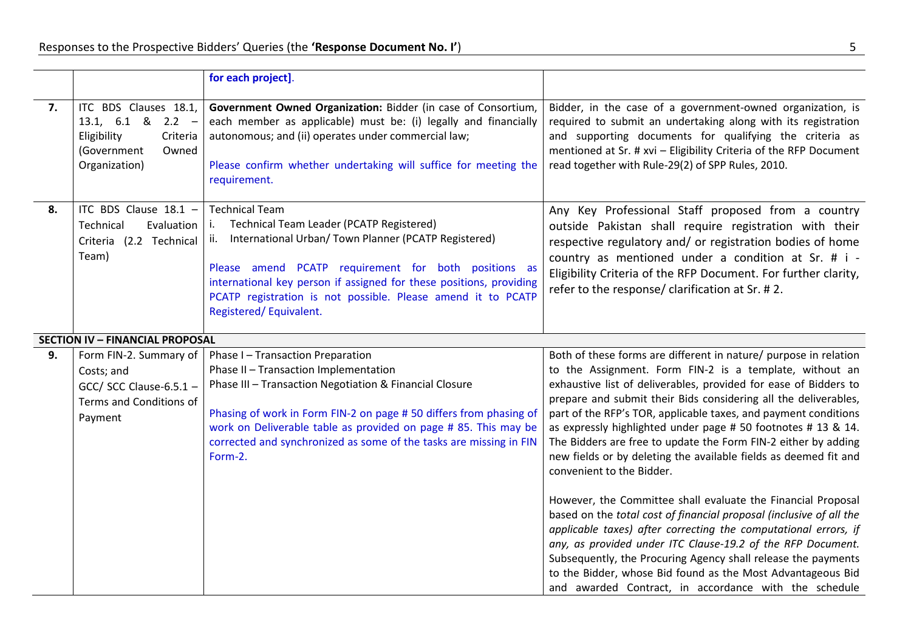| | | | |
|---|---|---|---|
| | | **for each project]**. | |
| **7.** | ITC BDS Clauses 18.1, 13.1, 6.1 & 2.2 – Eligibility Criteria (Government Owned Organization) | **Government Owned Organization:** Bidder (in case of Consortium, each member as applicable) must be: (i) legally and financially autonomous; and (ii) operates under commercial law;<br><br>Please confirm whether undertaking will suffice for meeting the requirement. | Bidder, in the case of a government-owned organization, is required to submit an undertaking along with its registration and supporting documents for qualifying the criteria as mentioned at Sr. # xvi – Eligibility Criteria of the RFP Document read together with Rule-29(2) of SPP Rules, 2010. |
| **8.** | ITC BDS Clause 18.1 – Technical Evaluation Criteria (2.2 Technical Team) | Technical Team<br>i. Technical Team Leader (PCATP Registered)<br>ii. International Urban/ Town Planner (PCATP Registered)<br><br>Please amend PCATP requirement for both positions as international key person if assigned for these positions, providing PCATP registration is not possible. Please amend it to PCATP Registered/ Equivalent. | Any Key Professional Staff proposed from a country outside Pakistan shall require registration with their respective regulatory and/ or registration bodies of home country as mentioned under a condition at Sr. # i - Eligibility Criteria of the RFP Document. For further clarity, refer to the response/ clarification at Sr. # 2. |
| **SECTION IV – FINANCIAL PROPOSAL** | | | |
| **9.** | Form FIN-2. Summary of Costs; and<br>GCC/ SCC Clause-6.5.1 – Terms and Conditions of Payment | Phase I – Transaction Preparation<br>Phase II – Transaction Implementation<br>Phase III – Transaction Negotiation & Financial Closure<br><br>Phasing of work in Form FIN-2 on page # 50 differs from phasing of work on Deliverable table as provided on page # 85. This may be corrected and synchronized as some of the tasks are missing in FIN Form-2. | Both of these forms are different in nature/ purpose in relation to the Assignment. Form FIN-2 is a template, without an exhaustive list of deliverables, provided for ease of Bidders to prepare and submit their Bids considering all the deliverables, part of the RFP's TOR, applicable taxes, and payment conditions as expressly highlighted under page # 50 footnotes # 13 & 14. The Bidders are free to update the Form FIN-2 either by adding new fields or by deleting the available fields as deemed fit and convenient to the Bidder.<br><br>However, the Committee shall evaluate the Financial Proposal based on the *total cost of financial proposal (inclusive of all the applicable taxes) after correcting the computational errors, if any, as provided under ITC Clause-19.2 of the RFP Document.* Subsequently, the Procuring Agency shall release the payments to the Bidder, whose Bid found as the Most Advantageous Bid and awarded Contract, in accordance with the schedule |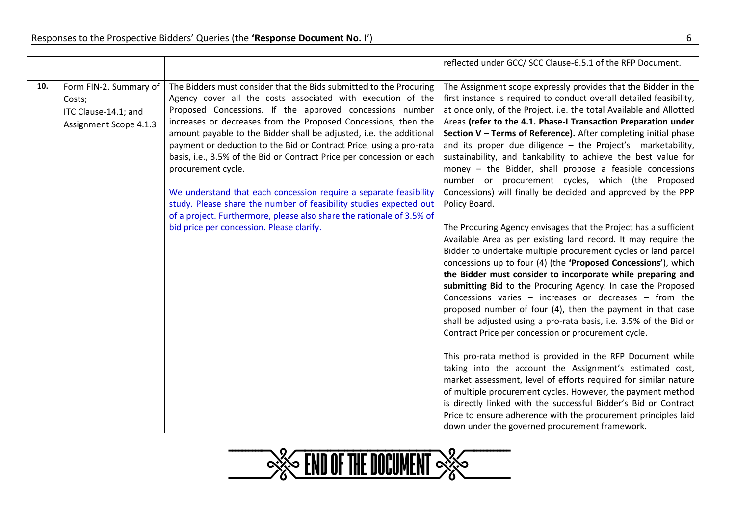| | | | |
|---|---|---|---|
| | | | reflected under GCC/ SCC Clause-6.5.1 of the RFP Document. |
| **10.** | Form FIN-2. Summary of Costs;<br>ITC Clause-14.1; and<br>Assignment Scope 4.1.3 | The Bidders must consider that the Bids submitted to the Procuring Agency cover all the costs associated with execution of the Proposed Concessions. If the approved concessions number increases or decreases from the Proposed Concessions, then the amount payable to the Bidder shall be adjusted, i.e. the additional payment or deduction to the Bid or Contract Price, using a pro-rata basis, i.e., 3.5% of the Bid or Contract Price per concession or each procurement cycle.<br><br>We understand that each concession require a separate feasibility study. Please share the number of feasibility studies expected out of a project. Furthermore, please also share the rationale of 3.5% of bid price per concession. Please clarify. | The Assignment scope expressly provides that the Bidder in the first instance is required to conduct overall detailed feasibility, at once only, of the Project, i.e. the total Available and Allotted Areas **(refer to the 4.1. Phase-I Transaction Preparation under Section V – Terms of Reference).** After completing initial phase and its proper due diligence – the Project's marketability, sustainability, and bankability to achieve the best value for money – the Bidder, shall propose a feasible concessions number or procurement cycles, which (the Proposed Concessions) will finally be decided and approved by the PPP Policy Board.<br><br>The Procuring Agency envisages that the Project has a sufficient Available Area as per existing land record. It may require the Bidder to undertake multiple procurement cycles or land parcel concessions up to four (4) (the **'Proposed Concessions'**), which **the Bidder must consider to incorporate while preparing and submitting Bid** to the Procuring Agency. In case the Proposed Concessions varies – increases or decreases – from the proposed number of four (4), then the payment in that case shall be adjusted using a pro-rata basis, i.e. 3.5% of the Bid or Contract Price per concession or procurement cycle.<br><br>This pro-rata method is provided in the RFP Document while taking into the account the Assignment's estimated cost, market assessment, level of efforts required for similar nature of multiple procurement cycles. However, the payment method is directly linked with the successful Bidder's Bid or Contract Price to ensure adherence with the procurement principles laid down under the governed procurement framework. |

END OF THE DOCUMENT